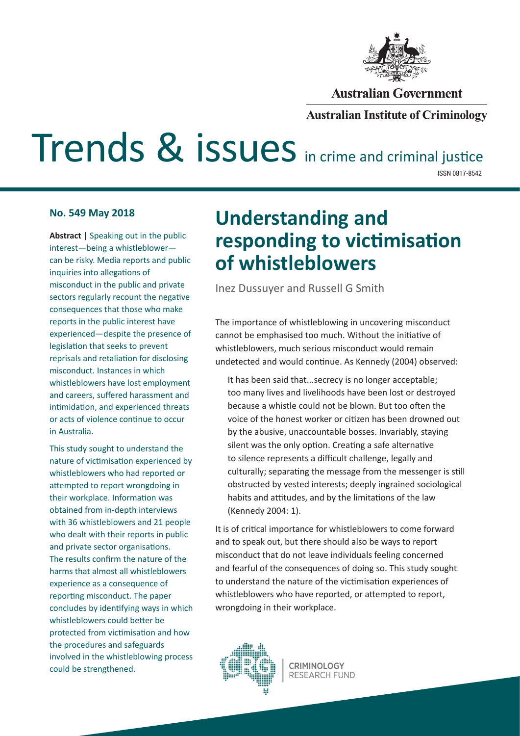Australian Government

Australian Institute of Criminology

# Trends & issues in crime and criminal justice

ISSN 0817-8542

**No. 549 May 2018**

**Abstract |** Speaking out in the public interest—being a whistleblower—can be risky. Media reports and public inquiries into allegations of misconduct in the public and private sectors regularly recount the negative consequences that those who make reports in the public interest have experienced—despite the presence of legislation that seeks to prevent reprisals and retaliation for disclosing misconduct. Instances in which whistleblowers have lost employment and careers, suffered harassment and intimidation, and experienced threats or acts of violence continue to occur in Australia.

This study sought to understand the nature of victimisation experienced by whistleblowers who had reported or attempted to report wrongdoing in their workplace. Information was obtained from in-depth interviews with 36 whistleblowers and 21 people who dealt with their reports in public and private sector organisations. The results confirm the nature of the harms that almost all whistleblowers experience as a consequence of reporting misconduct. The paper concludes by identifying ways in which whistleblowers could better be protected from victimisation and how the procedures and safeguards involved in the whistleblowing process could be strengthened.

## Understanding and responding to victimisation of whistleblowers

Inez Dussuyer and Russell G Smith

The importance of whistleblowing in uncovering misconduct cannot be emphasised too much. Without the initiative of whistleblowers, much serious misconduct would remain undetected and would continue. As Kennedy (2004) observed:

> It has been said that...secrecy is no longer acceptable; too many lives and livelihoods have been lost or destroyed because a whistle could not be blown. But too often the voice of the honest worker or citizen has been drowned out by the abusive, unaccountable bosses. Invariably, staying silent was the only option. Creating a safe alternative to silence represents a difficult challenge, legally and culturally; separating the message from the messenger is still obstructed by vested interests; deeply ingrained sociological habits and attitudes, and by the limitations of the law (Kennedy 2004: 1).

It is of critical importance for whistleblowers to come forward and to speak out, but there should also be ways to report misconduct that do not leave individuals feeling concerned and fearful of the consequences of doing so. This study sought to understand the nature of the victimisation experiences of whistleblowers who have reported, or attempted to report, wrongdoing in their workplace.

CRIMINOLOGY RESEARCH FUND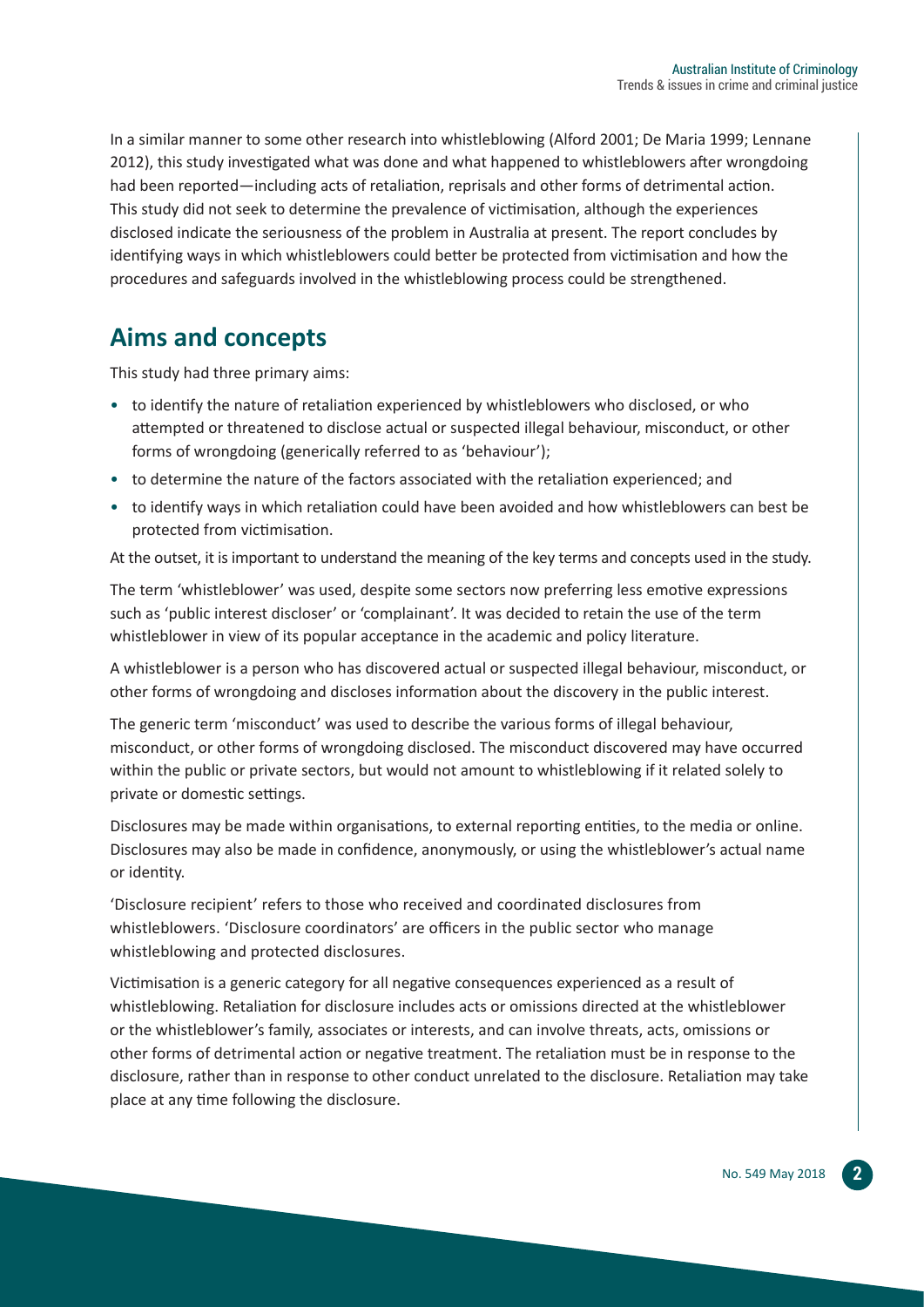In a similar manner to some other research into whistleblowing (Alford 2001; De Maria 1999; Lennane 2012), this study investigated what was done and what happened to whistleblowers after wrongdoing had been reported—including acts of retaliation, reprisals and other forms of detrimental action. This study did not seek to determine the prevalence of victimisation, although the experiences disclosed indicate the seriousness of the problem in Australia at present. The report concludes by identifying ways in which whistleblowers could better be protected from victimisation and how the procedures and safeguards involved in the whistleblowing process could be strengthened.

## Aims and concepts

This study had three primary aims:

- to identify the nature of retaliation experienced by whistleblowers who disclosed, or who attempted or threatened to disclose actual or suspected illegal behaviour, misconduct, or other forms of wrongdoing (generically referred to as 'behaviour');
- to determine the nature of the factors associated with the retaliation experienced; and
- to identify ways in which retaliation could have been avoided and how whistleblowers can best be protected from victimisation.

At the outset, it is important to understand the meaning of the key terms and concepts used in the study.

The term 'whistleblower' was used, despite some sectors now preferring less emotive expressions such as 'public interest discloser' or 'complainant'. It was decided to retain the use of the term whistleblower in view of its popular acceptance in the academic and policy literature.

A whistleblower is a person who has discovered actual or suspected illegal behaviour, misconduct, or other forms of wrongdoing and discloses information about the discovery in the public interest.

The generic term 'misconduct' was used to describe the various forms of illegal behaviour, misconduct, or other forms of wrongdoing disclosed. The misconduct discovered may have occurred within the public or private sectors, but would not amount to whistleblowing if it related solely to private or domestic settings.

Disclosures may be made within organisations, to external reporting entities, to the media or online. Disclosures may also be made in confidence, anonymously, or using the whistleblower's actual name or identity.

'Disclosure recipient' refers to those who received and coordinated disclosures from whistleblowers. 'Disclosure coordinators' are officers in the public sector who manage whistleblowing and protected disclosures.

Victimisation is a generic category for all negative consequences experienced as a result of whistleblowing. Retaliation for disclosure includes acts or omissions directed at the whistleblower or the whistleblower's family, associates or interests, and can involve threats, acts, omissions or other forms of detrimental action or negative treatment. The retaliation must be in response to the disclosure, rather than in response to other conduct unrelated to the disclosure. Retaliation may take place at any time following the disclosure.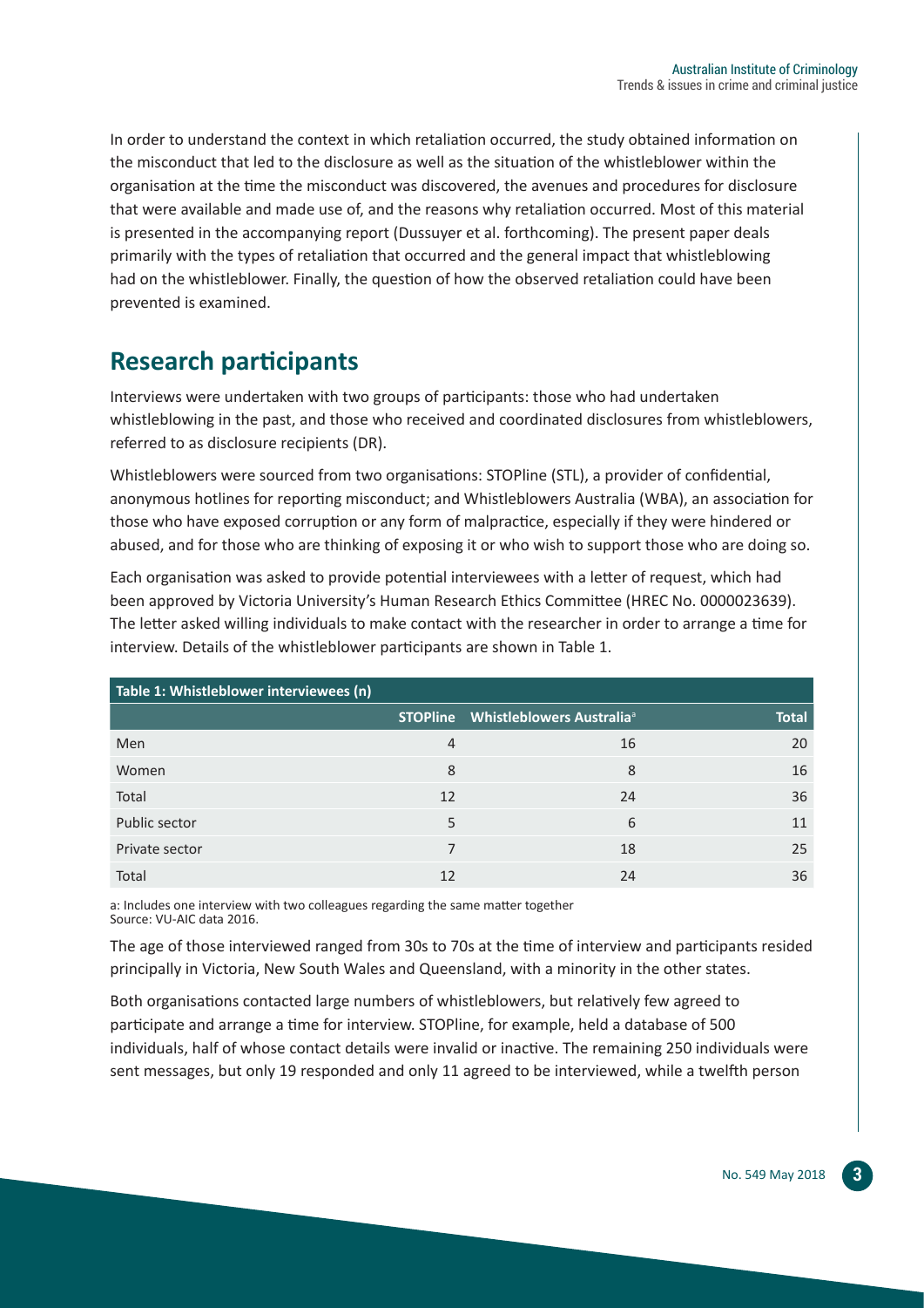In order to understand the context in which retaliation occurred, the study obtained information on the misconduct that led to the disclosure as well as the situation of the whistleblower within the organisation at the time the misconduct was discovered, the avenues and procedures for disclosure that were available and made use of, and the reasons why retaliation occurred. Most of this material is presented in the accompanying report (Dussuyer et al. forthcoming). The present paper deals primarily with the types of retaliation that occurred and the general impact that whistleblowing had on the whistleblower. Finally, the question of how the observed retaliation could have been prevented is examined.

## Research participants

Interviews were undertaken with two groups of participants: those who had undertaken whistleblowing in the past, and those who received and coordinated disclosures from whistleblowers, referred to as disclosure recipients (DR).

Whistleblowers were sourced from two organisations: STOPline (STL), a provider of confidential, anonymous hotlines for reporting misconduct; and Whistleblowers Australia (WBA), an association for those who have exposed corruption or any form of malpractice, especially if they were hindered or abused, and for those who are thinking of exposing it or who wish to support those who are doing so.

Each organisation was asked to provide potential interviewees with a letter of request, which had been approved by Victoria University's Human Research Ethics Committee (HREC No. 0000023639). The letter asked willing individuals to make contact with the researcher in order to arrange a time for interview. Details of the whistleblower participants are shown in Table 1.

**Table 1: Whistleblower interviewees (n)**

| | STOPline | Whistleblowers Australia[a] | Total |
|---|---|---|---|
| Men | 4 | 16 | 20 |
| Women | 8 | 8 | 16 |
| Total | 12 | 24 | 36 |
| Public sector | 5 | 6 | 11 |
| Private sector | 7 | 18 | 25 |
| Total | 12 | 24 | 36 |

a: Includes one interview with two colleagues regarding the same matter together
Source: VU-AIC data 2016.

The age of those interviewed ranged from 30s to 70s at the time of interview and participants resided principally in Victoria, New South Wales and Queensland, with a minority in the other states.

Both organisations contacted large numbers of whistleblowers, but relatively few agreed to participate and arrange a time for interview. STOPline, for example, held a database of 500 individuals, half of whose contact details were invalid or inactive. The remaining 250 individuals were sent messages, but only 19 responded and only 11 agreed to be interviewed, while a twelfth person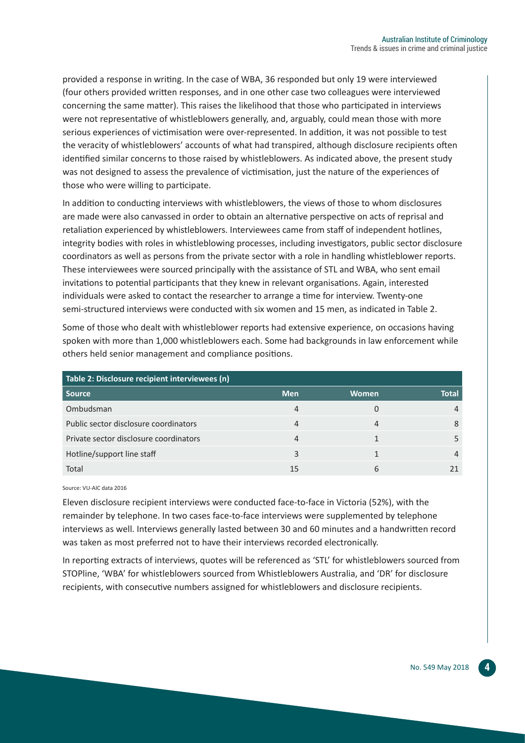provided a response in writing. In the case of WBA, 36 responded but only 19 were interviewed (four others provided written responses, and in one other case two colleagues were interviewed concerning the same matter). This raises the likelihood that those who participated in interviews were not representative of whistleblowers generally, and, arguably, could mean those with more serious experiences of victimisation were over-represented. In addition, it was not possible to test the veracity of whistleblowers' accounts of what had transpired, although disclosure recipients often identified similar concerns to those raised by whistleblowers. As indicated above, the present study was not designed to assess the prevalence of victimisation, just the nature of the experiences of those who were willing to participate.

In addition to conducting interviews with whistleblowers, the views of those to whom disclosures are made were also canvassed in order to obtain an alternative perspective on acts of reprisal and retaliation experienced by whistleblowers. Interviewees came from staff of independent hotlines, integrity bodies with roles in whistleblowing processes, including investigators, public sector disclosure coordinators as well as persons from the private sector with a role in handling whistleblower reports. These interviewees were sourced principally with the assistance of STL and WBA, who sent email invitations to potential participants that they knew in relevant organisations. Again, interested individuals were asked to contact the researcher to arrange a time for interview. Twenty-one semi-structured interviews were conducted with six women and 15 men, as indicated in Table 2.

Some of those who dealt with whistleblower reports had extensive experience, on occasions having spoken with more than 1,000 whistleblowers each. Some had backgrounds in law enforcement while others held senior management and compliance positions.

**Table 2: Disclosure recipient interviewees (n)**

| Source | Men | Women | Total |
|---|---|---|---|
| Ombudsman | 4 | 0 | 4 |
| Public sector disclosure coordinators | 4 | 4 | 8 |
| Private sector disclosure coordinators | 4 | 1 | 5 |
| Hotline/support line staff | 3 | 1 | 4 |
| Total | 15 | 6 | 21 |

Source: VU-AIC data 2016

Eleven disclosure recipient interviews were conducted face-to-face in Victoria (52%), with the remainder by telephone. In two cases face-to-face interviews were supplemented by telephone interviews as well. Interviews generally lasted between 30 and 60 minutes and a handwritten record was taken as most preferred not to have their interviews recorded electronically.

In reporting extracts of interviews, quotes will be referenced as 'STL' for whistleblowers sourced from STOPline, 'WBA' for whistleblowers sourced from Whistleblowers Australia, and 'DR' for disclosure recipients, with consecutive numbers assigned for whistleblowers and disclosure recipients.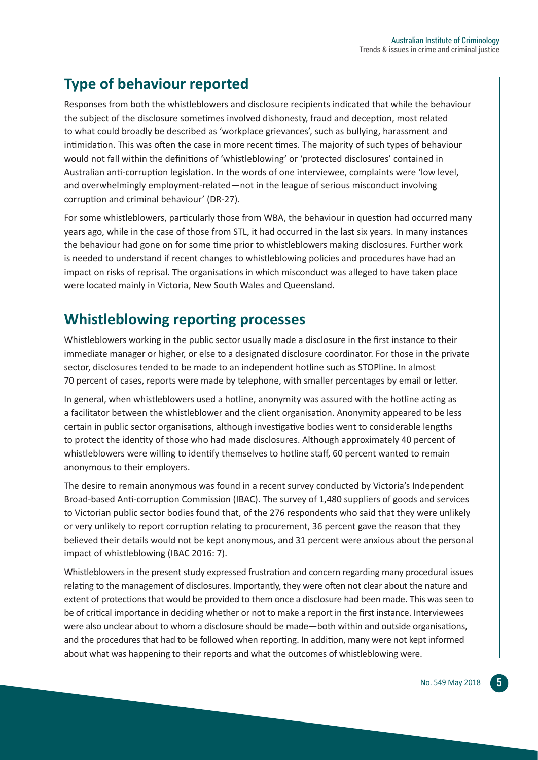## Type of behaviour reported

Responses from both the whistleblowers and disclosure recipients indicated that while the behaviour the subject of the disclosure sometimes involved dishonesty, fraud and deception, most related to what could broadly be described as 'workplace grievances', such as bullying, harassment and intimidation. This was often the case in more recent times. The majority of such types of behaviour would not fall within the definitions of 'whistleblowing' or 'protected disclosures' contained in Australian anti-corruption legislation. In the words of one interviewee, complaints were 'low level, and overwhelmingly employment-related—not in the league of serious misconduct involving corruption and criminal behaviour' (DR-27).

For some whistleblowers, particularly those from WBA, the behaviour in question had occurred many years ago, while in the case of those from STL, it had occurred in the last six years. In many instances the behaviour had gone on for some time prior to whistleblowers making disclosures. Further work is needed to understand if recent changes to whistleblowing policies and procedures have had an impact on risks of reprisal. The organisations in which misconduct was alleged to have taken place were located mainly in Victoria, New South Wales and Queensland.

## Whistleblowing reporting processes

Whistleblowers working in the public sector usually made a disclosure in the first instance to their immediate manager or higher, or else to a designated disclosure coordinator. For those in the private sector, disclosures tended to be made to an independent hotline such as STOPline. In almost 70 percent of cases, reports were made by telephone, with smaller percentages by email or letter.

In general, when whistleblowers used a hotline, anonymity was assured with the hotline acting as a facilitator between the whistleblower and the client organisation. Anonymity appeared to be less certain in public sector organisations, although investigative bodies went to considerable lengths to protect the identity of those who had made disclosures. Although approximately 40 percent of whistleblowers were willing to identify themselves to hotline staff, 60 percent wanted to remain anonymous to their employers.

The desire to remain anonymous was found in a recent survey conducted by Victoria's Independent Broad-based Anti-corruption Commission (IBAC). The survey of 1,480 suppliers of goods and services to Victorian public sector bodies found that, of the 276 respondents who said that they were unlikely or very unlikely to report corruption relating to procurement, 36 percent gave the reason that they believed their details would not be kept anonymous, and 31 percent were anxious about the personal impact of whistleblowing (IBAC 2016: 7).

Whistleblowers in the present study expressed frustration and concern regarding many procedural issues relating to the management of disclosures. Importantly, they were often not clear about the nature and extent of protections that would be provided to them once a disclosure had been made. This was seen to be of critical importance in deciding whether or not to make a report in the first instance. Interviewees were also unclear about to whom a disclosure should be made—both within and outside organisations, and the procedures that had to be followed when reporting. In addition, many were not kept informed about what was happening to their reports and what the outcomes of whistleblowing were.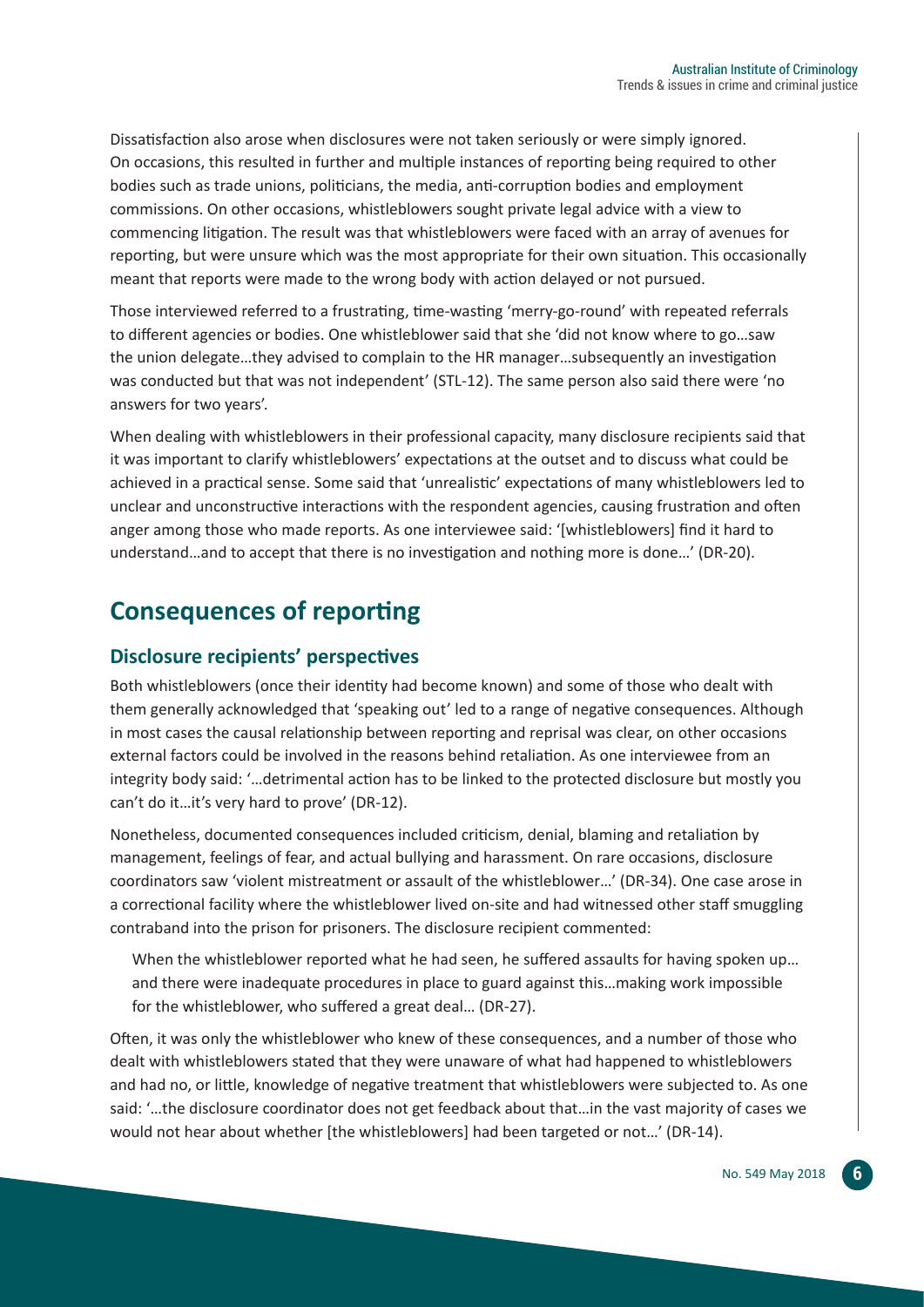Dissatisfaction also arose when disclosures were not taken seriously or were simply ignored. On occasions, this resulted in further and multiple instances of reporting being required to other bodies such as trade unions, politicians, the media, anti-corruption bodies and employment commissions. On other occasions, whistleblowers sought private legal advice with a view to commencing litigation. The result was that whistleblowers were faced with an array of avenues for reporting, but were unsure which was the most appropriate for their own situation. This occasionally meant that reports were made to the wrong body with action delayed or not pursued.

Those interviewed referred to a frustrating, time-wasting 'merry-go-round' with repeated referrals to different agencies or bodies. One whistleblower said that she 'did not know where to go…saw the union delegate…they advised to complain to the HR manager…subsequently an investigation was conducted but that was not independent' (STL-12). The same person also said there were 'no answers for two years'.

When dealing with whistleblowers in their professional capacity, many disclosure recipients said that it was important to clarify whistleblowers' expectations at the outset and to discuss what could be achieved in a practical sense. Some said that 'unrealistic' expectations of many whistleblowers led to unclear and unconstructive interactions with the respondent agencies, causing frustration and often anger among those who made reports. As one interviewee said: '[whistleblowers] find it hard to understand…and to accept that there is no investigation and nothing more is done…' (DR-20).

## Consequences of reporting

### Disclosure recipients' perspectives

Both whistleblowers (once their identity had become known) and some of those who dealt with them generally acknowledged that 'speaking out' led to a range of negative consequences. Although in most cases the causal relationship between reporting and reprisal was clear, on other occasions external factors could be involved in the reasons behind retaliation. As one interviewee from an integrity body said: '…detrimental action has to be linked to the protected disclosure but mostly you can't do it…it's very hard to prove' (DR-12).

Nonetheless, documented consequences included criticism, denial, blaming and retaliation by management, feelings of fear, and actual bullying and harassment. On rare occasions, disclosure coordinators saw 'violent mistreatment or assault of the whistleblower…' (DR-34). One case arose in a correctional facility where the whistleblower lived on-site and had witnessed other staff smuggling contraband into the prison for prisoners. The disclosure recipient commented:

> When the whistleblower reported what he had seen, he suffered assaults for having spoken up… and there were inadequate procedures in place to guard against this…making work impossible for the whistleblower, who suffered a great deal… (DR-27).

Often, it was only the whistleblower who knew of these consequences, and a number of those who dealt with whistleblowers stated that they were unaware of what had happened to whistleblowers and had no, or little, knowledge of negative treatment that whistleblowers were subjected to. As one said: '…the disclosure coordinator does not get feedback about that…in the vast majority of cases we would not hear about whether [the whistleblowers] had been targeted or not…' (DR-14).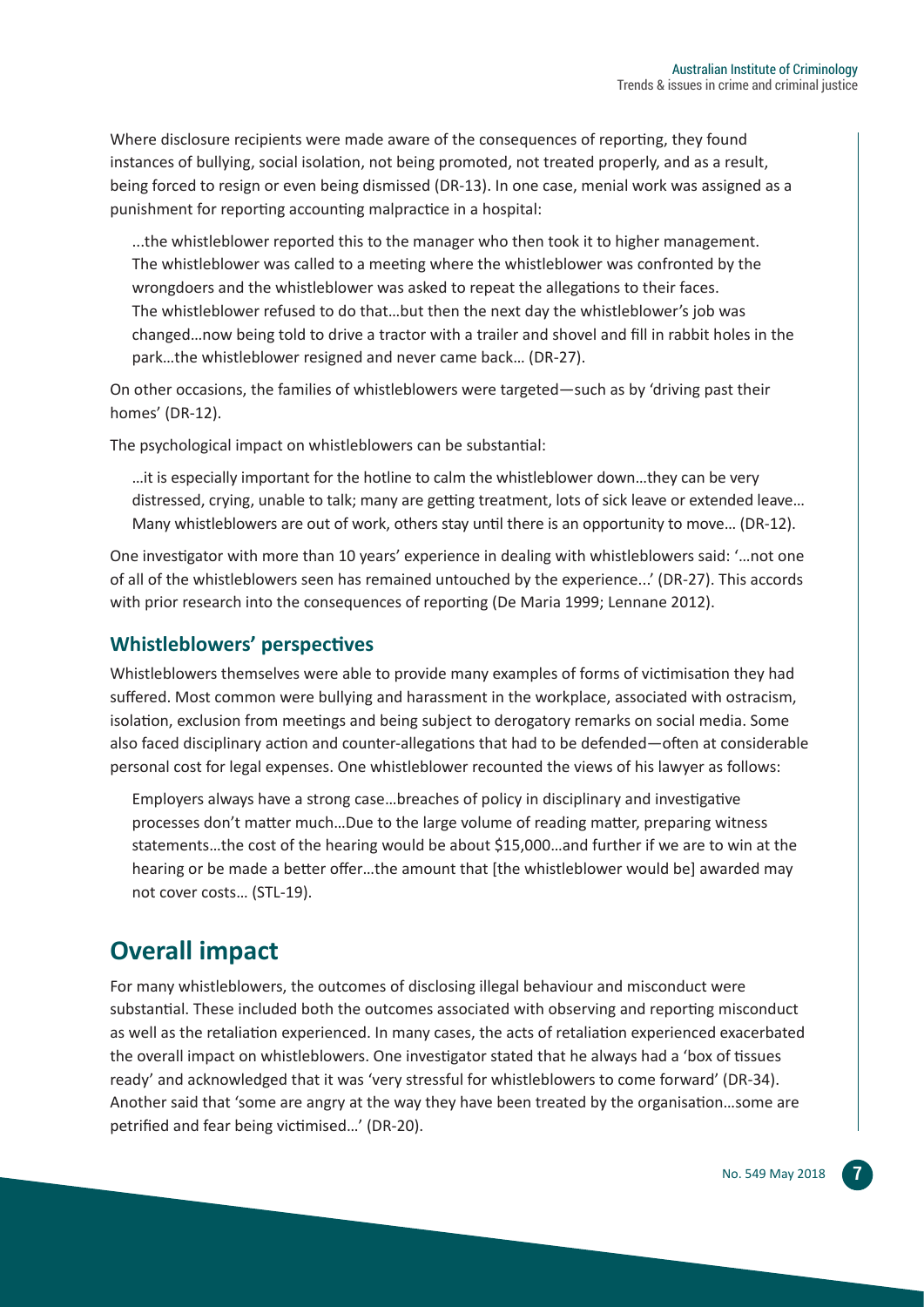Where disclosure recipients were made aware of the consequences of reporting, they found instances of bullying, social isolation, not being promoted, not treated properly, and as a result, being forced to resign or even being dismissed (DR-13). In one case, menial work was assigned as a punishment for reporting accounting malpractice in a hospital:

> ...the whistleblower reported this to the manager who then took it to higher management. The whistleblower was called to a meeting where the whistleblower was confronted by the wrongdoers and the whistleblower was asked to repeat the allegations to their faces. The whistleblower refused to do that…but then the next day the whistleblower's job was changed…now being told to drive a tractor with a trailer and shovel and fill in rabbit holes in the park…the whistleblower resigned and never came back… (DR-27).

On other occasions, the families of whistleblowers were targeted—such as by 'driving past their homes' (DR-12).

The psychological impact on whistleblowers can be substantial:

> …it is especially important for the hotline to calm the whistleblower down…they can be very distressed, crying, unable to talk; many are getting treatment, lots of sick leave or extended leave… Many whistleblowers are out of work, others stay until there is an opportunity to move… (DR-12).

One investigator with more than 10 years' experience in dealing with whistleblowers said: '…not one of all of the whistleblowers seen has remained untouched by the experience...' (DR-27). This accords with prior research into the consequences of reporting (De Maria 1999; Lennane 2012).

### Whistleblowers' perspectives

Whistleblowers themselves were able to provide many examples of forms of victimisation they had suffered. Most common were bullying and harassment in the workplace, associated with ostracism, isolation, exclusion from meetings and being subject to derogatory remarks on social media. Some also faced disciplinary action and counter-allegations that had to be defended—often at considerable personal cost for legal expenses. One whistleblower recounted the views of his lawyer as follows:

> Employers always have a strong case…breaches of policy in disciplinary and investigative processes don't matter much…Due to the large volume of reading matter, preparing witness statements…the cost of the hearing would be about $15,000…and further if we are to win at the hearing or be made a better offer…the amount that [the whistleblower would be] awarded may not cover costs… (STL-19).

## Overall impact

For many whistleblowers, the outcomes of disclosing illegal behaviour and misconduct were substantial. These included both the outcomes associated with observing and reporting misconduct as well as the retaliation experienced. In many cases, the acts of retaliation experienced exacerbated the overall impact on whistleblowers. One investigator stated that he always had a 'box of tissues ready' and acknowledged that it was 'very stressful for whistleblowers to come forward' (DR-34). Another said that 'some are angry at the way they have been treated by the organisation…some are petrified and fear being victimised…' (DR-20).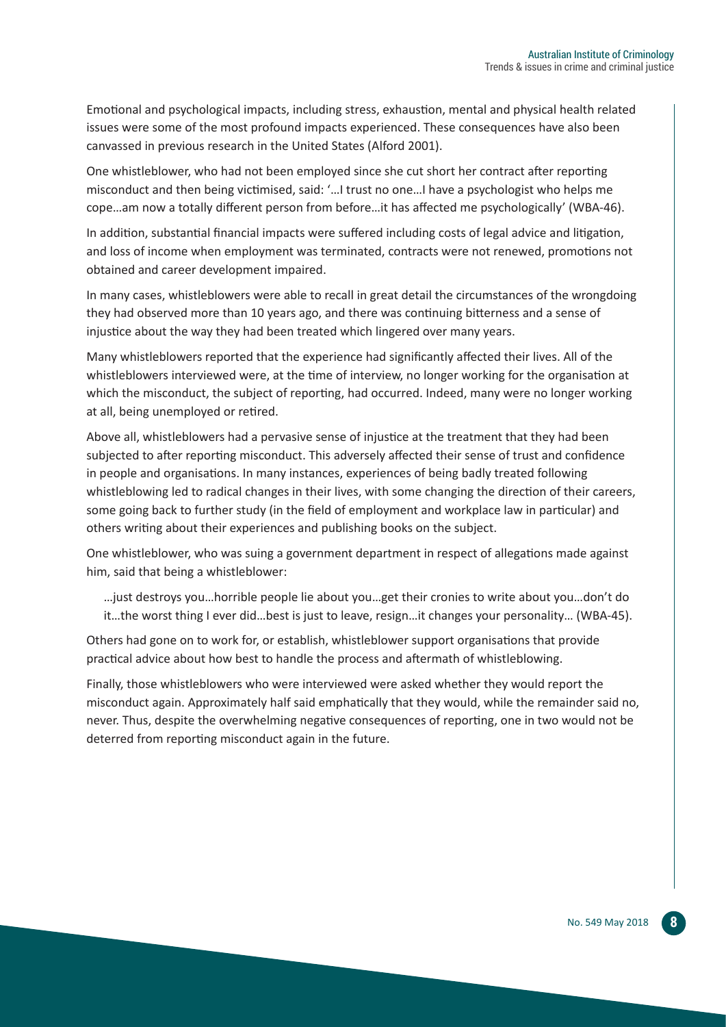Emotional and psychological impacts, including stress, exhaustion, mental and physical health related issues were some of the most profound impacts experienced. These consequences have also been canvassed in previous research in the United States (Alford 2001).

One whistleblower, who had not been employed since she cut short her contract after reporting misconduct and then being victimised, said: '…I trust no one…I have a psychologist who helps me cope…am now a totally different person from before…it has affected me psychologically' (WBA-46).

In addition, substantial financial impacts were suffered including costs of legal advice and litigation, and loss of income when employment was terminated, contracts were not renewed, promotions not obtained and career development impaired.

In many cases, whistleblowers were able to recall in great detail the circumstances of the wrongdoing they had observed more than 10 years ago, and there was continuing bitterness and a sense of injustice about the way they had been treated which lingered over many years.

Many whistleblowers reported that the experience had significantly affected their lives. All of the whistleblowers interviewed were, at the time of interview, no longer working for the organisation at which the misconduct, the subject of reporting, had occurred. Indeed, many were no longer working at all, being unemployed or retired.

Above all, whistleblowers had a pervasive sense of injustice at the treatment that they had been subjected to after reporting misconduct. This adversely affected their sense of trust and confidence in people and organisations. In many instances, experiences of being badly treated following whistleblowing led to radical changes in their lives, with some changing the direction of their careers, some going back to further study (in the field of employment and workplace law in particular) and others writing about their experiences and publishing books on the subject.

One whistleblower, who was suing a government department in respect of allegations made against him, said that being a whistleblower:

> …just destroys you…horrible people lie about you…get their cronies to write about you…don't do it…the worst thing I ever did…best is just to leave, resign…it changes your personality… (WBA-45).

Others had gone on to work for, or establish, whistleblower support organisations that provide practical advice about how best to handle the process and aftermath of whistleblowing.

Finally, those whistleblowers who were interviewed were asked whether they would report the misconduct again. Approximately half said emphatically that they would, while the remainder said no, never. Thus, despite the overwhelming negative consequences of reporting, one in two would not be deterred from reporting misconduct again in the future.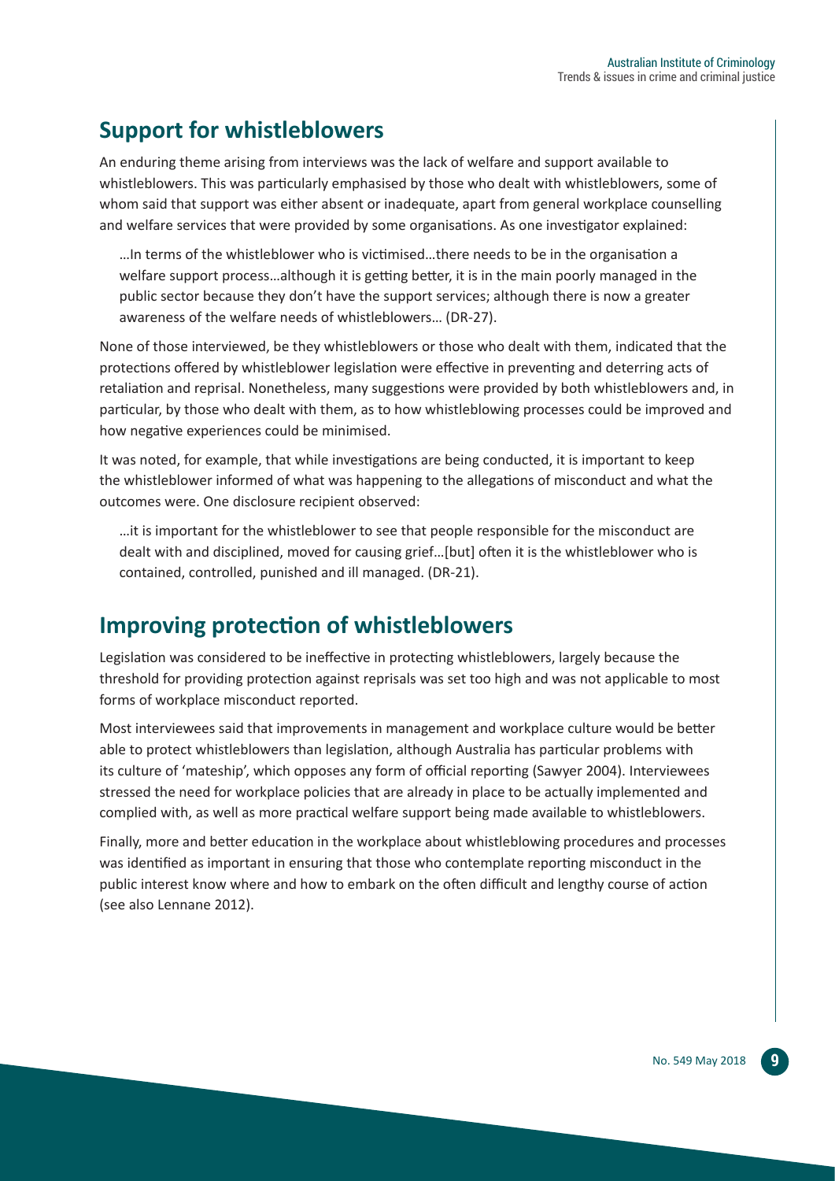## Support for whistleblowers

An enduring theme arising from interviews was the lack of welfare and support available to whistleblowers. This was particularly emphasised by those who dealt with whistleblowers, some of whom said that support was either absent or inadequate, apart from general workplace counselling and welfare services that were provided by some organisations. As one investigator explained:

> …In terms of the whistleblower who is victimised…there needs to be in the organisation a welfare support process…although it is getting better, it is in the main poorly managed in the public sector because they don't have the support services; although there is now a greater awareness of the welfare needs of whistleblowers… (DR-27).

None of those interviewed, be they whistleblowers or those who dealt with them, indicated that the protections offered by whistleblower legislation were effective in preventing and deterring acts of retaliation and reprisal. Nonetheless, many suggestions were provided by both whistleblowers and, in particular, by those who dealt with them, as to how whistleblowing processes could be improved and how negative experiences could be minimised.

It was noted, for example, that while investigations are being conducted, it is important to keep the whistleblower informed of what was happening to the allegations of misconduct and what the outcomes were. One disclosure recipient observed:

> …it is important for the whistleblower to see that people responsible for the misconduct are dealt with and disciplined, moved for causing grief…[but] often it is the whistleblower who is contained, controlled, punished and ill managed. (DR-21).

## Improving protection of whistleblowers

Legislation was considered to be ineffective in protecting whistleblowers, largely because the threshold for providing protection against reprisals was set too high and was not applicable to most forms of workplace misconduct reported.

Most interviewees said that improvements in management and workplace culture would be better able to protect whistleblowers than legislation, although Australia has particular problems with its culture of 'mateship', which opposes any form of official reporting (Sawyer 2004). Interviewees stressed the need for workplace policies that are already in place to be actually implemented and complied with, as well as more practical welfare support being made available to whistleblowers.

Finally, more and better education in the workplace about whistleblowing procedures and processes was identified as important in ensuring that those who contemplate reporting misconduct in the public interest know where and how to embark on the often difficult and lengthy course of action (see also Lennane 2012).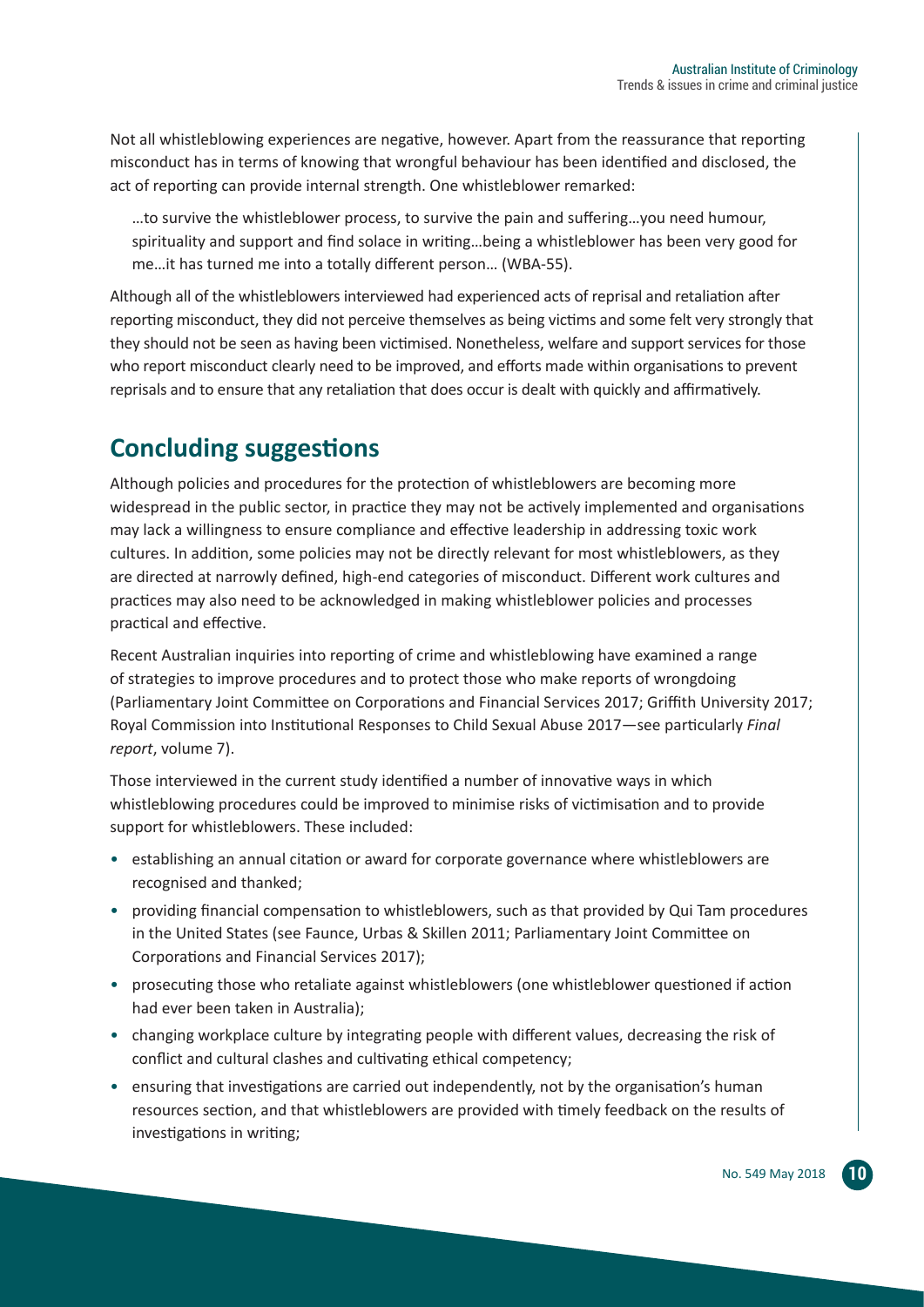Not all whistleblowing experiences are negative, however. Apart from the reassurance that reporting misconduct has in terms of knowing that wrongful behaviour has been identified and disclosed, the act of reporting can provide internal strength. One whistleblower remarked:

> …to survive the whistleblower process, to survive the pain and suffering…you need humour, spirituality and support and find solace in writing…being a whistleblower has been very good for me…it has turned me into a totally different person… (WBA-55).

Although all of the whistleblowers interviewed had experienced acts of reprisal and retaliation after reporting misconduct, they did not perceive themselves as being victims and some felt very strongly that they should not be seen as having been victimised. Nonetheless, welfare and support services for those who report misconduct clearly need to be improved, and efforts made within organisations to prevent reprisals and to ensure that any retaliation that does occur is dealt with quickly and affirmatively.

## Concluding suggestions

Although policies and procedures for the protection of whistleblowers are becoming more widespread in the public sector, in practice they may not be actively implemented and organisations may lack a willingness to ensure compliance and effective leadership in addressing toxic work cultures. In addition, some policies may not be directly relevant for most whistleblowers, as they are directed at narrowly defined, high-end categories of misconduct. Different work cultures and practices may also need to be acknowledged in making whistleblower policies and processes practical and effective.

Recent Australian inquiries into reporting of crime and whistleblowing have examined a range of strategies to improve procedures and to protect those who make reports of wrongdoing (Parliamentary Joint Committee on Corporations and Financial Services 2017; Griffith University 2017; Royal Commission into Institutional Responses to Child Sexual Abuse 2017—see particularly *Final report*, volume 7).

Those interviewed in the current study identified a number of innovative ways in which whistleblowing procedures could be improved to minimise risks of victimisation and to provide support for whistleblowers. These included:

- establishing an annual citation or award for corporate governance where whistleblowers are recognised and thanked;
- providing financial compensation to whistleblowers, such as that provided by Qui Tam procedures in the United States (see Faunce, Urbas & Skillen 2011; Parliamentary Joint Committee on Corporations and Financial Services 2017);
- prosecuting those who retaliate against whistleblowers (one whistleblower questioned if action had ever been taken in Australia);
- changing workplace culture by integrating people with different values, decreasing the risk of conflict and cultural clashes and cultivating ethical competency;
- ensuring that investigations are carried out independently, not by the organisation's human resources section, and that whistleblowers are provided with timely feedback on the results of investigations in writing;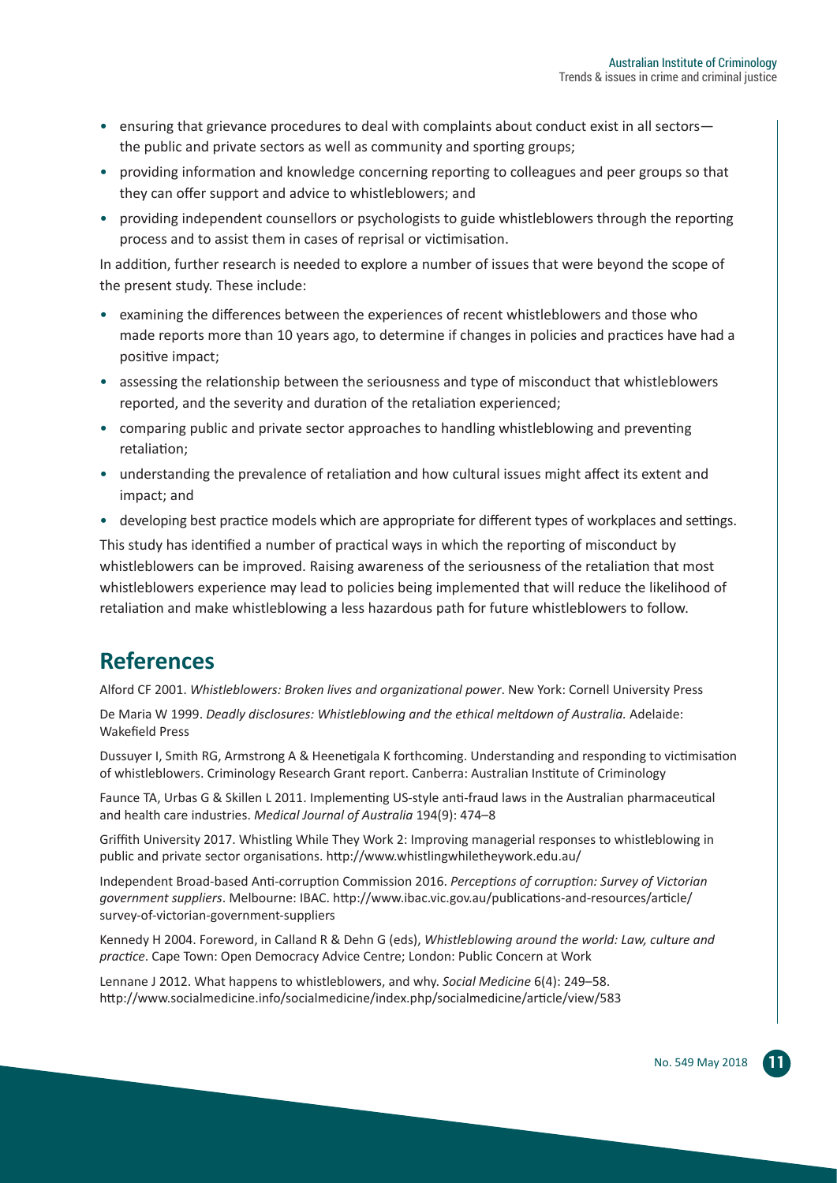- ensuring that grievance procedures to deal with complaints about conduct exist in all sectors—the public and private sectors as well as community and sporting groups;
- providing information and knowledge concerning reporting to colleagues and peer groups so that they can offer support and advice to whistleblowers; and
- providing independent counsellors or psychologists to guide whistleblowers through the reporting process and to assist them in cases of reprisal or victimisation.

In addition, further research is needed to explore a number of issues that were beyond the scope of the present study. These include:

- examining the differences between the experiences of recent whistleblowers and those who made reports more than 10 years ago, to determine if changes in policies and practices have had a positive impact;
- assessing the relationship between the seriousness and type of misconduct that whistleblowers reported, and the severity and duration of the retaliation experienced;
- comparing public and private sector approaches to handling whistleblowing and preventing retaliation;
- understanding the prevalence of retaliation and how cultural issues might affect its extent and impact; and
- developing best practice models which are appropriate for different types of workplaces and settings.

This study has identified a number of practical ways in which the reporting of misconduct by whistleblowers can be improved. Raising awareness of the seriousness of the retaliation that most whistleblowers experience may lead to policies being implemented that will reduce the likelihood of retaliation and make whistleblowing a less hazardous path for future whistleblowers to follow.

## References

Alford CF 2001. *Whistleblowers: Broken lives and organizational power*. New York: Cornell University Press

De Maria W 1999. *Deadly disclosures: Whistleblowing and the ethical meltdown of Australia.* Adelaide: Wakefield Press

Dussuyer I, Smith RG, Armstrong A & Heenetigala K forthcoming. Understanding and responding to victimisation of whistleblowers. Criminology Research Grant report. Canberra: Australian Institute of Criminology

Faunce TA, Urbas G & Skillen L 2011. Implementing US-style anti-fraud laws in the Australian pharmaceutical and health care industries. *Medical Journal of Australia* 194(9): 474–8

Griffith University 2017. Whistling While They Work 2: Improving managerial responses to whistleblowing in public and private sector organisations. http://www.whistlingwhiletheywork.edu.au/

Independent Broad-based Anti-corruption Commission 2016. *Perceptions of corruption: Survey of Victorian government suppliers*. Melbourne: IBAC. http://www.ibac.vic.gov.au/publications-and-resources/article/survey-of-victorian-government-suppliers

Kennedy H 2004. Foreword, in Calland R & Dehn G (eds), *Whistleblowing around the world: Law, culture and practice*. Cape Town: Open Democracy Advice Centre; London: Public Concern at Work

Lennane J 2012. What happens to whistleblowers, and why. *Social Medicine* 6(4): 249–58. http://www.socialmedicine.info/socialmedicine/index.php/socialmedicine/article/view/583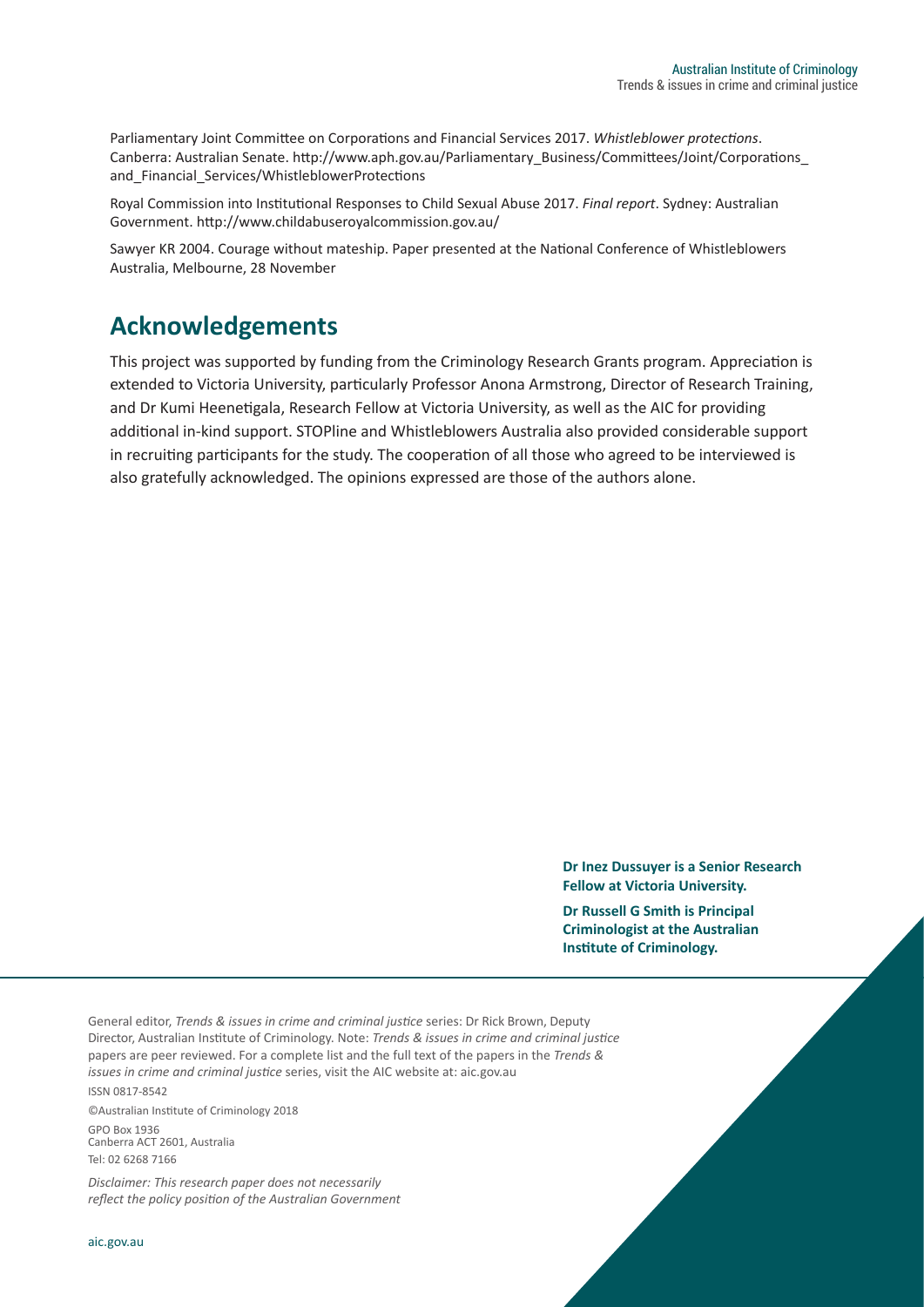Parliamentary Joint Committee on Corporations and Financial Services 2017. *Whistleblower protections*. Canberra: Australian Senate. http://www.aph.gov.au/Parliamentary_Business/Committees/Joint/Corporations_and_Financial_Services/WhistleblowerProtections

Royal Commission into Institutional Responses to Child Sexual Abuse 2017. *Final report*. Sydney: Australian Government. http://www.childabuseroyalcommission.gov.au/

Sawyer KR 2004. Courage without mateship. Paper presented at the National Conference of Whistleblowers Australia, Melbourne, 28 November

## Acknowledgements

This project was supported by funding from the Criminology Research Grants program. Appreciation is extended to Victoria University, particularly Professor Anona Armstrong, Director of Research Training, and Dr Kumi Heenetigala, Research Fellow at Victoria University, as well as the AIC for providing additional in-kind support. STOPline and Whistleblowers Australia also provided considerable support in recruiting participants for the study. The cooperation of all those who agreed to be interviewed is also gratefully acknowledged. The opinions expressed are those of the authors alone.

**Dr Inez Dussuyer is a Senior Research Fellow at Victoria University.**

**Dr Russell G Smith is Principal Criminologist at the Australian Institute of Criminology.**

General editor, *Trends & issues in crime and criminal justice* series: Dr Rick Brown, Deputy Director, Australian Institute of Criminology. Note: *Trends & issues in crime and criminal justice* papers are peer reviewed. For a complete list and the full text of the papers in the *Trends & issues in crime and criminal justice* series, visit the AIC website at: aic.gov.au

ISSN 0817-8542

©Australian Institute of Criminology 2018

GPO Box 1936
Canberra ACT 2601, Australia
Tel: 02 6268 7166

*Disclaimer: This research paper does not necessarily reflect the policy position of the Australian Government*

aic.gov.au